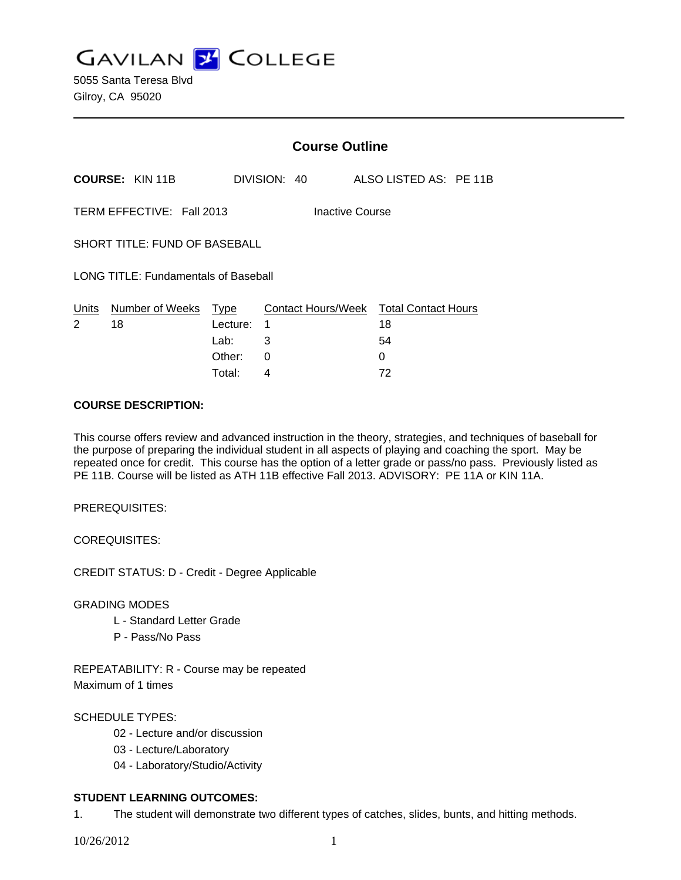# GAVILAN COLLEGE

5055 Santa Teresa Blvd
Gilroy, CA 95020

---

## Course Outline

**COURSE:** KIN 11B DIVISION: 40 ALSO LISTED AS: PE 11B

TERM EFFECTIVE: Fall 2013 Inactive Course

SHORT TITLE: FUND OF BASEBALL

LONG TITLE: Fundamentals of Baseball

| Units | Number of Weeks | Type | Contact Hours/Week | Total Contact Hours |
|---|---|---|---|---|
| 2 | 18 | Lecture: | 1 | 18 |
| | | Lab: | 3 | 54 |
| | | Other: | 0 | 0 |
| | | Total: | 4 | 72 |

**COURSE DESCRIPTION:**

This course offers review and advanced instruction in the theory, strategies, and techniques of baseball for the purpose of preparing the individual student in all aspects of playing and coaching the sport. May be repeated once for credit. This course has the option of a letter grade or pass/no pass. Previously listed as PE 11B. Course will be listed as ATH 11B effective Fall 2013. ADVISORY: PE 11A or KIN 11A.

PREREQUISITES:

COREQUISITES:

CREDIT STATUS: D - Credit - Degree Applicable

GRADING MODES

- L - Standard Letter Grade
- P - Pass/No Pass

REPEATABILITY: R - Course may be repeated
Maximum of 1 times

SCHEDULE TYPES:

- 02 - Lecture and/or discussion
- 03 - Lecture/Laboratory
- 04 - Laboratory/Studio/Activity

**STUDENT LEARNING OUTCOMES:**

1. The student will demonstrate two different types of catches, slides, bunts, and hitting methods.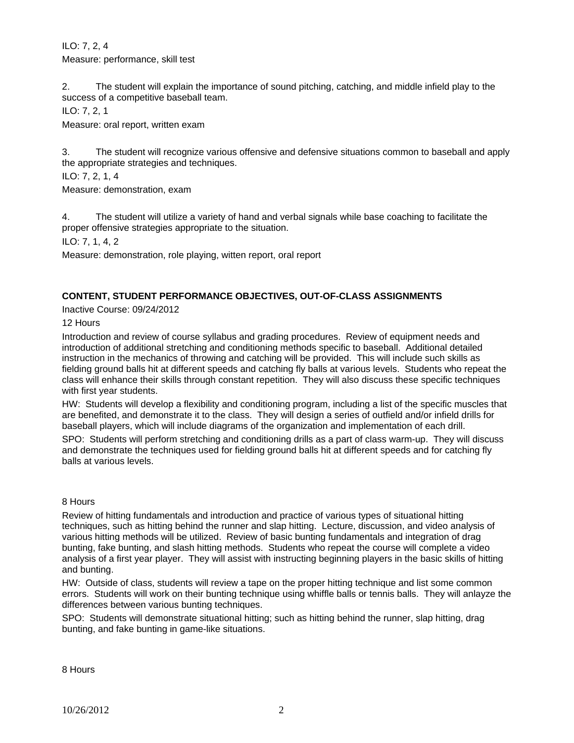ILO: 7, 2, 4

Measure: performance, skill test

2. The student will explain the importance of sound pitching, catching, and middle infield play to the success of a competitive baseball team.

ILO: 7, 2, 1

Measure: oral report, written exam

3. The student will recognize various offensive and defensive situations common to baseball and apply the appropriate strategies and techniques.

ILO: 7, 2, 1, 4

Measure: demonstration, exam

4. The student will utilize a variety of hand and verbal signals while base coaching to facilitate the proper offensive strategies appropriate to the situation.

ILO: 7, 1, 4, 2

Measure: demonstration, role playing, witten report, oral report

**CONTENT, STUDENT PERFORMANCE OBJECTIVES, OUT-OF-CLASS ASSIGNMENTS**

Inactive Course: 09/24/2012

12 Hours

Introduction and review of course syllabus and grading procedures. Review of equipment needs and introduction of additional stretching and conditioning methods specific to baseball. Additional detailed instruction in the mechanics of throwing and catching will be provided. This will include such skills as fielding ground balls hit at different speeds and catching fly balls at various levels. Students who repeat the class will enhance their skills through constant repetition. They will also discuss these specific techniques with first year students.

HW: Students will develop a flexibility and conditioning program, including a list of the specific muscles that are benefited, and demonstrate it to the class. They will design a series of outfield and/or infield drills for baseball players, which will include diagrams of the organization and implementation of each drill.

SPO: Students will perform stretching and conditioning drills as a part of class warm-up. They will discuss and demonstrate the techniques used for fielding ground balls hit at different speeds and for catching fly balls at various levels.

8 Hours

Review of hitting fundamentals and introduction and practice of various types of situational hitting techniques, such as hitting behind the runner and slap hitting. Lecture, discussion, and video analysis of various hitting methods will be utilized. Review of basic bunting fundamentals and integration of drag bunting, fake bunting, and slash hitting methods. Students who repeat the course will complete a video analysis of a first year player. They will assist with instructing beginning players in the basic skills of hitting and bunting.

HW: Outside of class, students will review a tape on the proper hitting technique and list some common errors. Students will work on their bunting technique using whiffle balls or tennis balls. They will anlayze the differences between various bunting techniques.

SPO: Students will demonstrate situational hitting; such as hitting behind the runner, slap hitting, drag bunting, and fake bunting in game-like situations.

8 Hours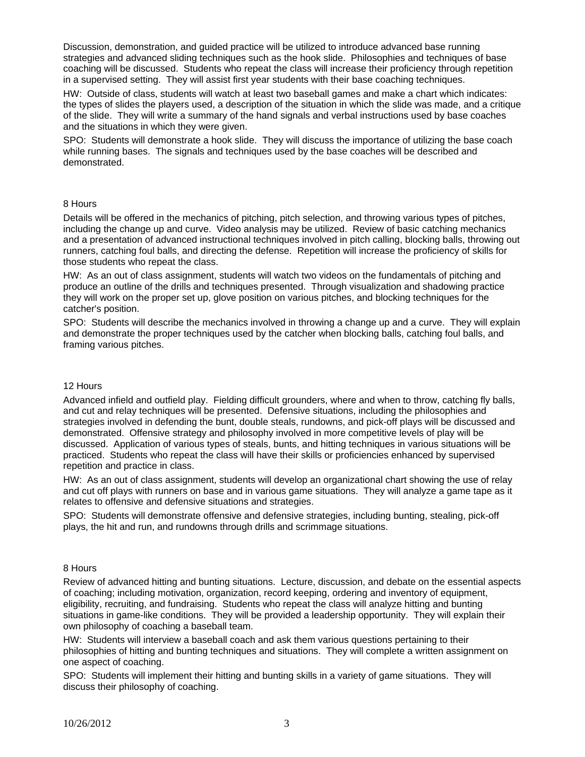Discussion, demonstration, and guided practice will be utilized to introduce advanced base running strategies and advanced sliding techniques such as the hook slide. Philosophies and techniques of base coaching will be discussed. Students who repeat the class will increase their proficiency through repetition in a supervised setting. They will assist first year students with their base coaching techniques.

HW: Outside of class, students will watch at least two baseball games and make a chart which indicates: the types of slides the players used, a description of the situation in which the slide was made, and a critique of the slide. They will write a summary of the hand signals and verbal instructions used by base coaches and the situations in which they were given.

SPO: Students will demonstrate a hook slide. They will discuss the importance of utilizing the base coach while running bases. The signals and techniques used by the base coaches will be described and demonstrated.

8 Hours

Details will be offered in the mechanics of pitching, pitch selection, and throwing various types of pitches, including the change up and curve. Video analysis may be utilized. Review of basic catching mechanics and a presentation of advanced instructional techniques involved in pitch calling, blocking balls, throwing out runners, catching foul balls, and directing the defense. Repetition will increase the proficiency of skills for those students who repeat the class.

HW: As an out of class assignment, students will watch two videos on the fundamentals of pitching and produce an outline of the drills and techniques presented. Through visualization and shadowing practice they will work on the proper set up, glove position on various pitches, and blocking techniques for the catcher's position.

SPO: Students will describe the mechanics involved in throwing a change up and a curve. They will explain and demonstrate the proper techniques used by the catcher when blocking balls, catching foul balls, and framing various pitches.

12 Hours

Advanced infield and outfield play. Fielding difficult grounders, where and when to throw, catching fly balls, and cut and relay techniques will be presented. Defensive situations, including the philosophies and strategies involved in defending the bunt, double steals, rundowns, and pick-off plays will be discussed and demonstrated. Offensive strategy and philosophy involved in more competitive levels of play will be discussed. Application of various types of steals, bunts, and hitting techniques in various situations will be practiced. Students who repeat the class will have their skills or proficiencies enhanced by supervised repetition and practice in class.

HW: As an out of class assignment, students will develop an organizational chart showing the use of relay and cut off plays with runners on base and in various game situations. They will analyze a game tape as it relates to offensive and defensive situations and strategies.

SPO: Students will demonstrate offensive and defensive strategies, including bunting, stealing, pick-off plays, the hit and run, and rundowns through drills and scrimmage situations.

8 Hours

Review of advanced hitting and bunting situations. Lecture, discussion, and debate on the essential aspects of coaching; including motivation, organization, record keeping, ordering and inventory of equipment, eligibility, recruiting, and fundraising. Students who repeat the class will analyze hitting and bunting situations in game-like conditions. They will be provided a leadership opportunity. They will explain their own philosophy of coaching a baseball team.

HW: Students will interview a baseball coach and ask them various questions pertaining to their philosophies of hitting and bunting techniques and situations. They will complete a written assignment on one aspect of coaching.

SPO: Students will implement their hitting and bunting skills in a variety of game situations. They will discuss their philosophy of coaching.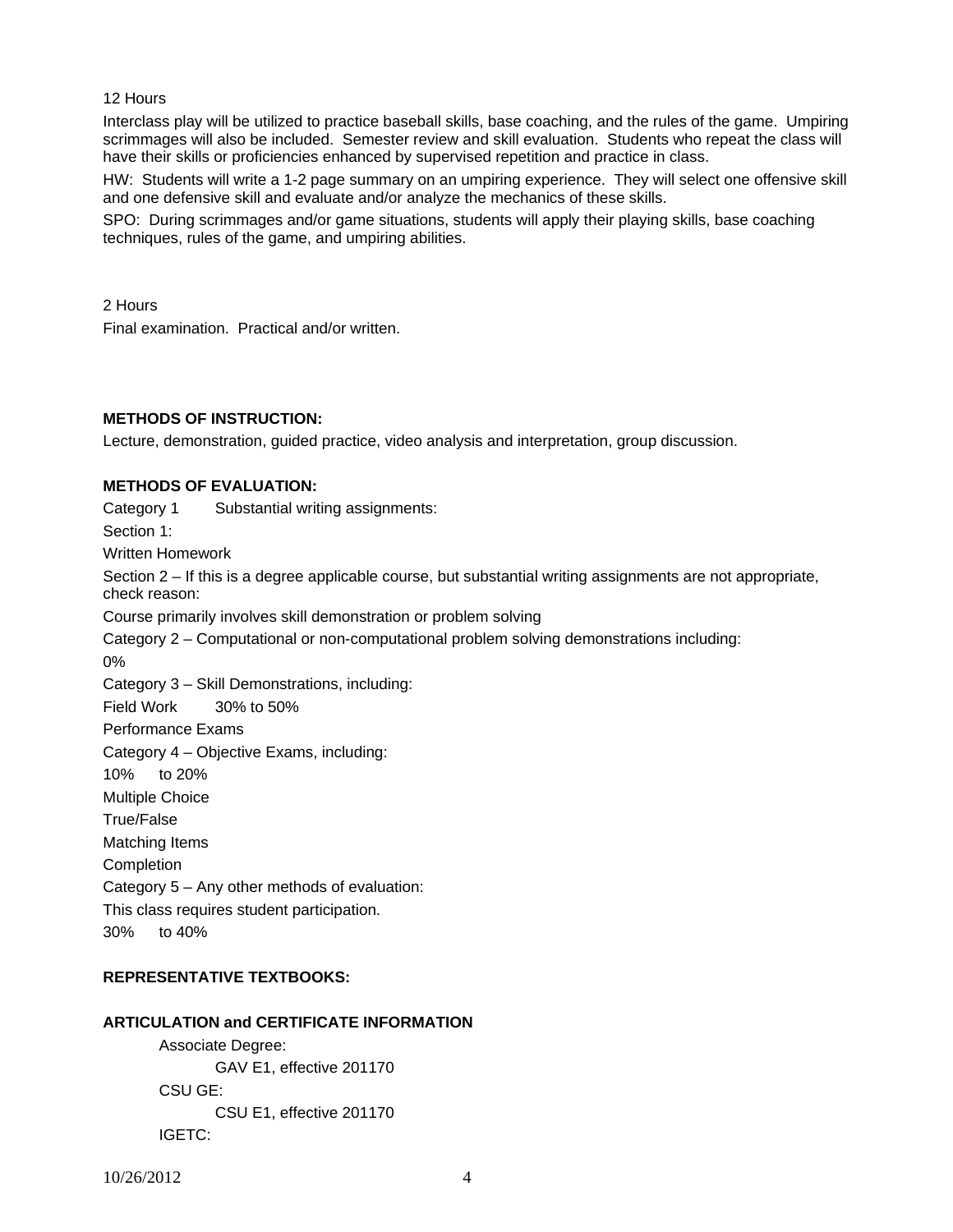12 Hours

Interclass play will be utilized to practice baseball skills, base coaching, and the rules of the game. Umpiring scrimmages will also be included. Semester review and skill evaluation. Students who repeat the class will have their skills or proficiencies enhanced by supervised repetition and practice in class.

HW: Students will write a 1-2 page summary on an umpiring experience. They will select one offensive skill and one defensive skill and evaluate and/or analyze the mechanics of these skills.

SPO: During scrimmages and/or game situations, students will apply their playing skills, base coaching techniques, rules of the game, and umpiring abilities.

2 Hours

Final examination. Practical and/or written.

**METHODS OF INSTRUCTION:**

Lecture, demonstration, guided practice, video analysis and interpretation, group discussion.

**METHODS OF EVALUATION:**

Category 1 Substantial writing assignments:

Section 1:

Written Homework

Section 2 – If this is a degree applicable course, but substantial writing assignments are not appropriate, check reason:

Course primarily involves skill demonstration or problem solving

Category 2 – Computational or non-computational problem solving demonstrations including:

0%

Category 3 – Skill Demonstrations, including:

Field Work 30% to 50%

Performance Exams

Category 4 – Objective Exams, including:

10% to 20%

Multiple Choice

True/False

Matching Items

Completion

Category 5 – Any other methods of evaluation:

This class requires student participation.

30% to 40%

**REPRESENTATIVE TEXTBOOKS:**

**ARTICULATION and CERTIFICATE INFORMATION**

Associate Degree:

GAV E1, effective 201170

CSU GE:

CSU E1, effective 201170

IGETC: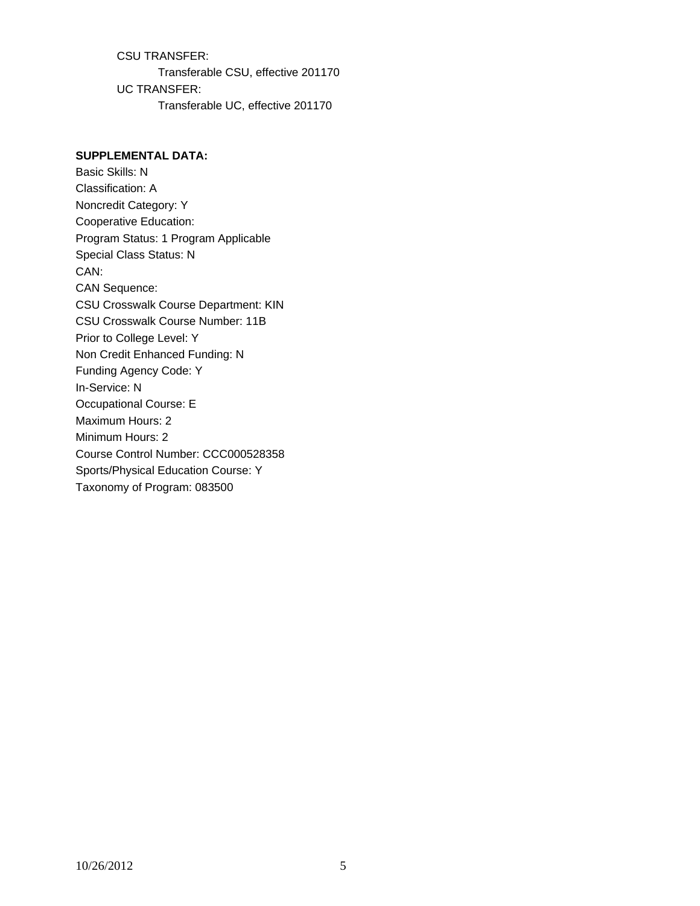CSU TRANSFER:

Transferable CSU, effective 201170

UC TRANSFER:

Transferable UC, effective 201170

**SUPPLEMENTAL DATA:**

Basic Skills: N
Classification: A
Noncredit Category: Y
Cooperative Education:
Program Status: 1 Program Applicable
Special Class Status: N
CAN:
CAN Sequence:
CSU Crosswalk Course Department: KIN
CSU Crosswalk Course Number: 11B
Prior to College Level: Y
Non Credit Enhanced Funding: N
Funding Agency Code: Y
In-Service: N
Occupational Course: E
Maximum Hours: 2
Minimum Hours: 2
Course Control Number: CCC000528358
Sports/Physical Education Course: Y
Taxonomy of Program: 083500